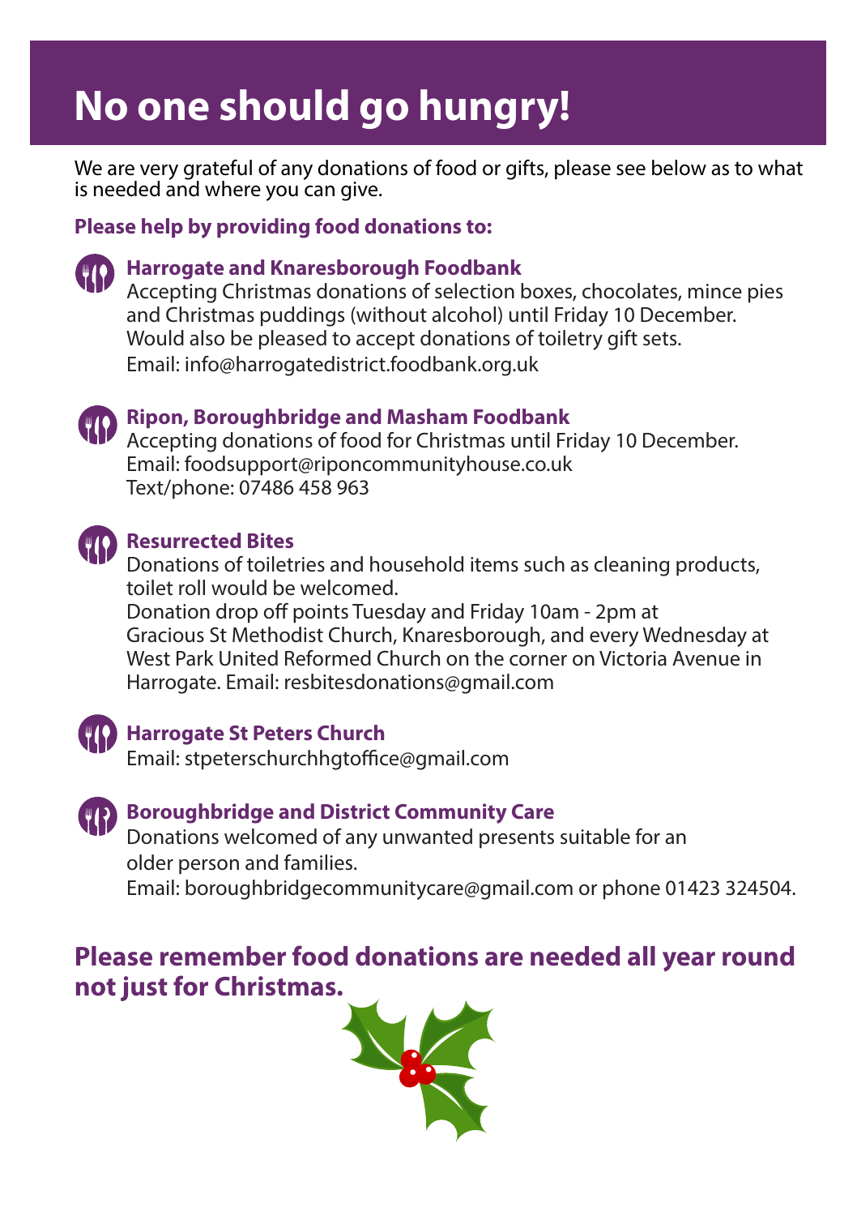# No one should go hungry!

We are very grateful of any donations of food or gifts, please see below as to what is needed and where you can give.

**Please help by providing food donations to:**

### Harrogate and Knaresborough Foodbank

Accepting Christmas donations of selection boxes, chocolates, mince pies and Christmas puddings (without alcohol) until Friday 10 December. Would also be pleased to accept donations of toiletry gift sets.
Email: info@harrogatedistrict.foodbank.org.uk

### Ripon, Boroughbridge and Masham Foodbank

Accepting donations of food for Christmas until Friday 10 December.
Email: foodsupport@riponcommunityhouse.co.uk
Text/phone: 07486 458 963

### Resurrected Bites

Donations of toiletries and household items such as cleaning products, toilet roll would be welcomed.
Donation drop off points Tuesday and Friday 10am - 2pm at Gracious St Methodist Church, Knaresborough, and every Wednesday at West Park United Reformed Church on the corner on Victoria Avenue in Harrogate. Email: resbitesdonations@gmail.com

### Harrogate St Peters Church

Email: stpeterschurchhgtoffice@gmail.com

### Boroughbridge and District Community Care

Donations welcomed of any unwanted presents suitable for an older person and families.
Email: boroughbridgecommunitycare@gmail.com or phone 01423 324504.

## Please remember food donations are needed all year round not just for Christmas.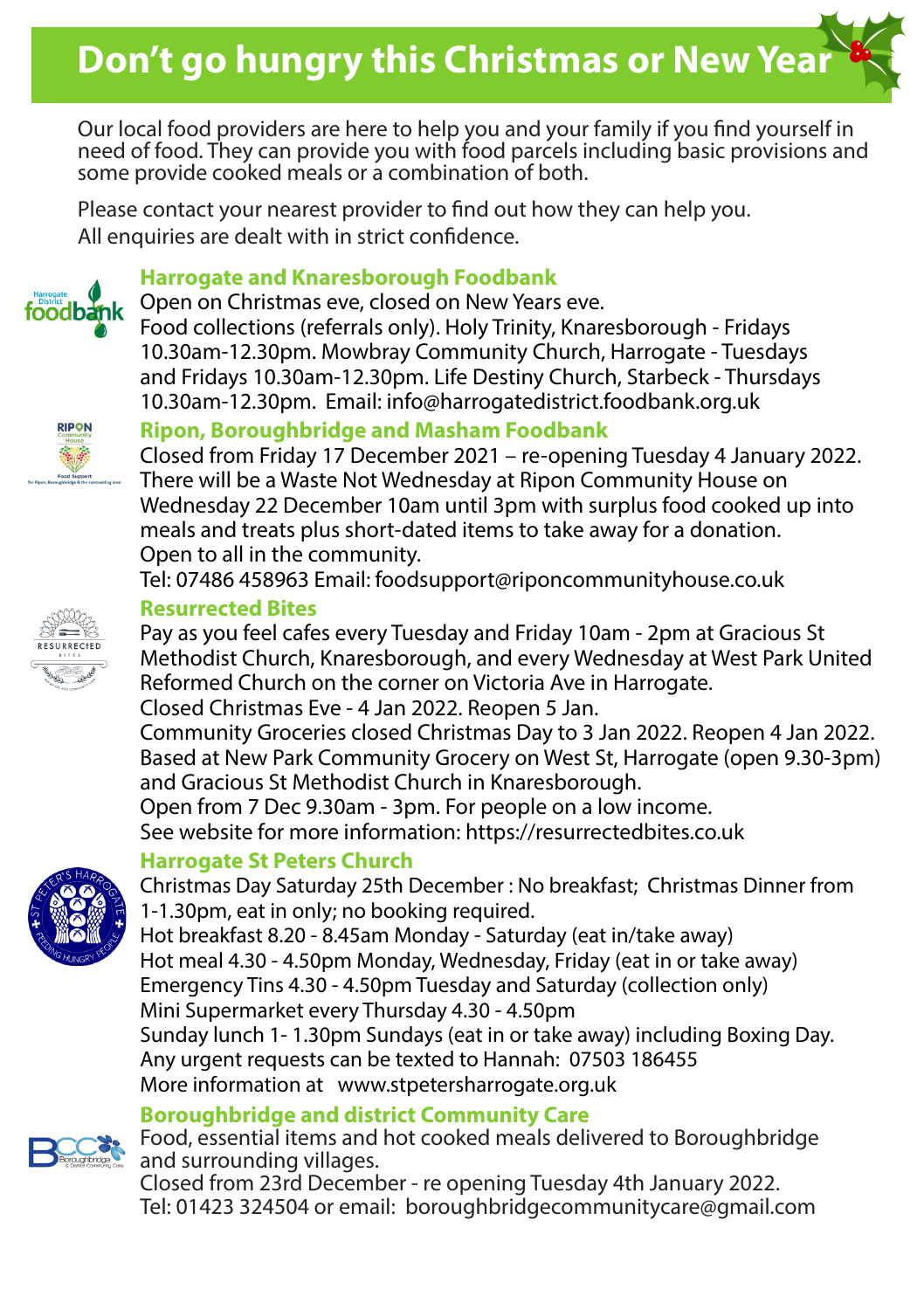# Don't go hungry this Christmas or New Year

Our local food providers are here to help you and your family if you find yourself in need of food. They can provide you with food parcels including basic provisions and some provide cooked meals or a combination of both.

Please contact your nearest provider to find out how they can help you.
All enquiries are dealt with in strict confidence.

## Harrogate and Knaresborough Foodbank

Open on Christmas eve, closed on New Years eve.
Food collections (referrals only). Holy Trinity, Knaresborough - Fridays 10.30am-12.30pm. Mowbray Community Church, Harrogate - Tuesdays and Fridays 10.30am-12.30pm. Life Destiny Church, Starbeck - Thursdays 10.30am-12.30pm. Email: info@harrogatedistrict.foodbank.org.uk

## Ripon, Boroughbridge and Masham Foodbank

Closed from Friday 17 December 2021 – re-opening Tuesday 4 January 2022. There will be a Waste Not Wednesday at Ripon Community House on Wednesday 22 December 10am until 3pm with surplus food cooked up into meals and treats plus short-dated items to take away for a donation. Open to all in the community.
Tel: 07486 458963 Email: foodsupport@riponcommunityhouse.co.uk

## Resurrected Bites

Pay as you feel cafes every Tuesday and Friday 10am - 2pm at Gracious St Methodist Church, Knaresborough, and every Wednesday at West Park United Reformed Church on the corner on Victoria Ave in Harrogate.
Closed Christmas Eve - 4 Jan 2022. Reopen 5 Jan.
Community Groceries closed Christmas Day to 3 Jan 2022. Reopen 4 Jan 2022. Based at New Park Community Grocery on West St, Harrogate (open 9.30-3pm) and Gracious St Methodist Church in Knaresborough.
Open from 7 Dec 9.30am - 3pm. For people on a low income.
See website for more information: https://resurrectedbites.co.uk

## Harrogate St Peters Church

Christmas Day Saturday 25th December : No breakfast; Christmas Dinner from 1-1.30pm, eat in only; no booking required.
Hot breakfast 8.20 - 8.45am Monday - Saturday (eat in/take away)
Hot meal 4.30 - 4.50pm Monday, Wednesday, Friday (eat in or take away)
Emergency Tins 4.30 - 4.50pm Tuesday and Saturday (collection only)
Mini Supermarket every Thursday 4.30 - 4.50pm
Sunday lunch 1- 1.30pm Sundays (eat in or take away) including Boxing Day.
Any urgent requests can be texted to Hannah: 07503 186455
More information at www.stpetersharrogate.org.uk

## Boroughbridge and district Community Care

Food, essential items and hot cooked meals delivered to Boroughbridge and surrounding villages.
Closed from 23rd December - re opening Tuesday 4th January 2022.
Tel: 01423 324504 or email: boroughbridgecommunitycare@gmail.com